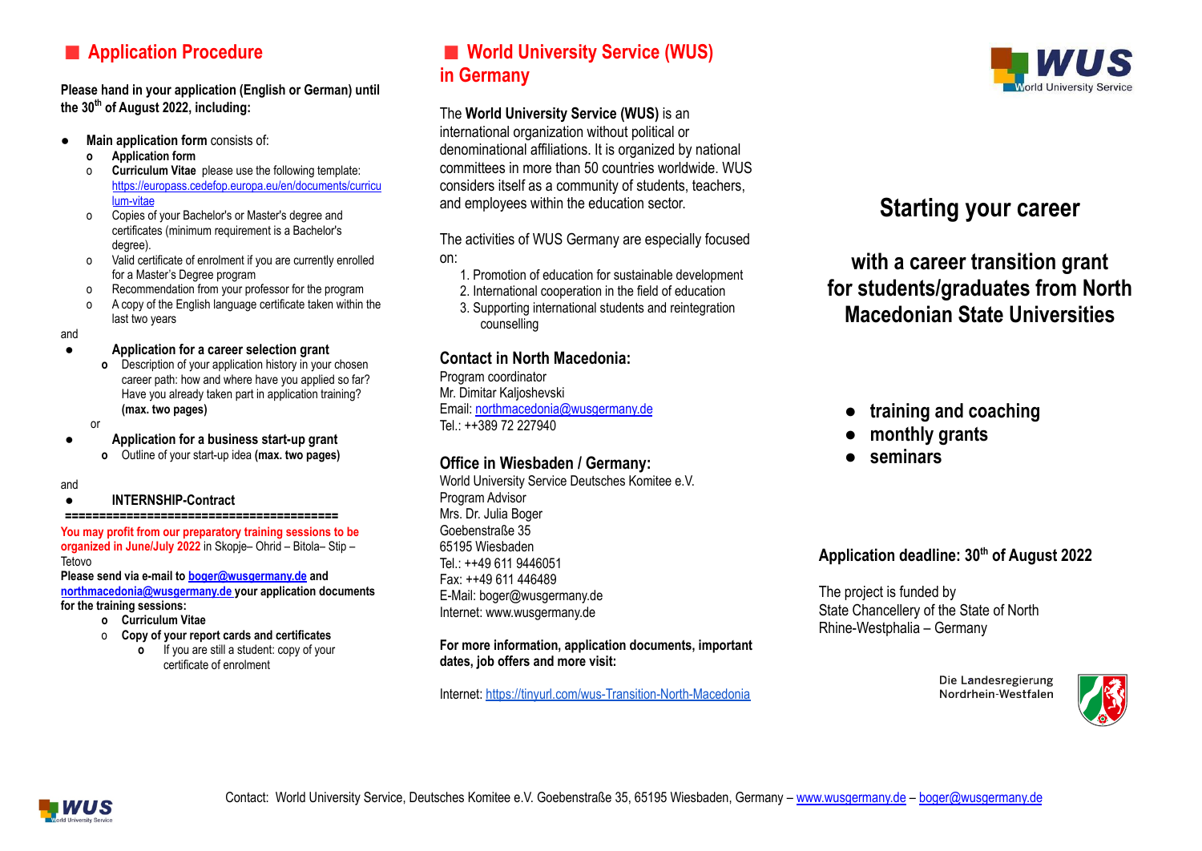## Application Procedure

**Please hand in your application (English or German) until the 30th of August 2022, including:**

- **Main application form** consists of:
  - **Application form**
  - **Curriculum Vitae** please use the following template: https://europass.cedefop.europa.eu/en/documents/curriculum-vitae
  - Copies of your Bachelor's or Master's degree and certificates (minimum requirement is a Bachelor's degree).
  - Valid certificate of enrolment if you are currently enrolled for a Master's Degree program
  - Recommendation from your professor for the program
  - A copy of the English language certificate taken within the last two years

and

- **Application for a career selection grant**
  - Description of your application history in your chosen career path: how and where have you applied so far? Have you already taken part in application training? **(max. two pages)**

or

- **Application for a business start-up grant**
  - Outline of your start-up idea **(max. two pages)**

and

- **INTERNSHIP-Contract**

**=======================================**

**You may profit from our preparatory training sessions to be organized in June/July 2022** in Skopje– Ohrid – Bitola– Stip – Tetovo

**Please send via e-mail to boger@wusgermany.de and northmacedonia@wusgermany.de your application documents for the training sessions:**

- **Curriculum Vitae**
- **Copy of your report cards and certificates**
  - If you are still a student: copy of your certificate of enrolment

## World University Service (WUS) in Germany

The **World University Service (WUS)** is an international organization without political or denominational affiliations. It is organized by national committees in more than 50 countries worldwide. WUS considers itself as a community of students, teachers, and employees within the education sector.

The activities of WUS Germany are especially focused on:

1. Promotion of education for sustainable development
2. International cooperation in the field of education
3. Supporting international students and reintegration counselling

### Contact in North Macedonia:

Program coordinator
Mr. Dimitar Kaljoshevski
Email: northmacedonia@wusgermany.de
Tel.: ++389 72 227940

### Office in Wiesbaden / Germany:

World University Service Deutsches Komitee e.V.
Program Advisor
Mrs. Dr. Julia Boger
Goebenstraße 35
65195 Wiesbaden
Tel.: ++49 611 9446051
Fax: ++49 611 446489
E-Mail: boger@wusgermany.de
Internet: www.wusgermany.de

**For more information, application documents, important dates, job offers and more visit:**

Internet: https://tinyurl.com/wus-Transition-North-Macedonia

WUS World University Service

# Starting your career

## with a career transition grant for students/graduates from North Macedonian State Universities

- **training and coaching**
- **monthly grants**
- **seminars**

**Application deadline: 30th of August 2022**

The project is funded by
State Chancellery of the State of North Rhine-Westphalia – Germany

Die Landesregierung Nordrhein-Westfalen

Contact: World University Service, Deutsches Komitee e.V. Goebenstraße 35, 65195 Wiesbaden, Germany – www.wusgermany.de – boger@wusgermany.de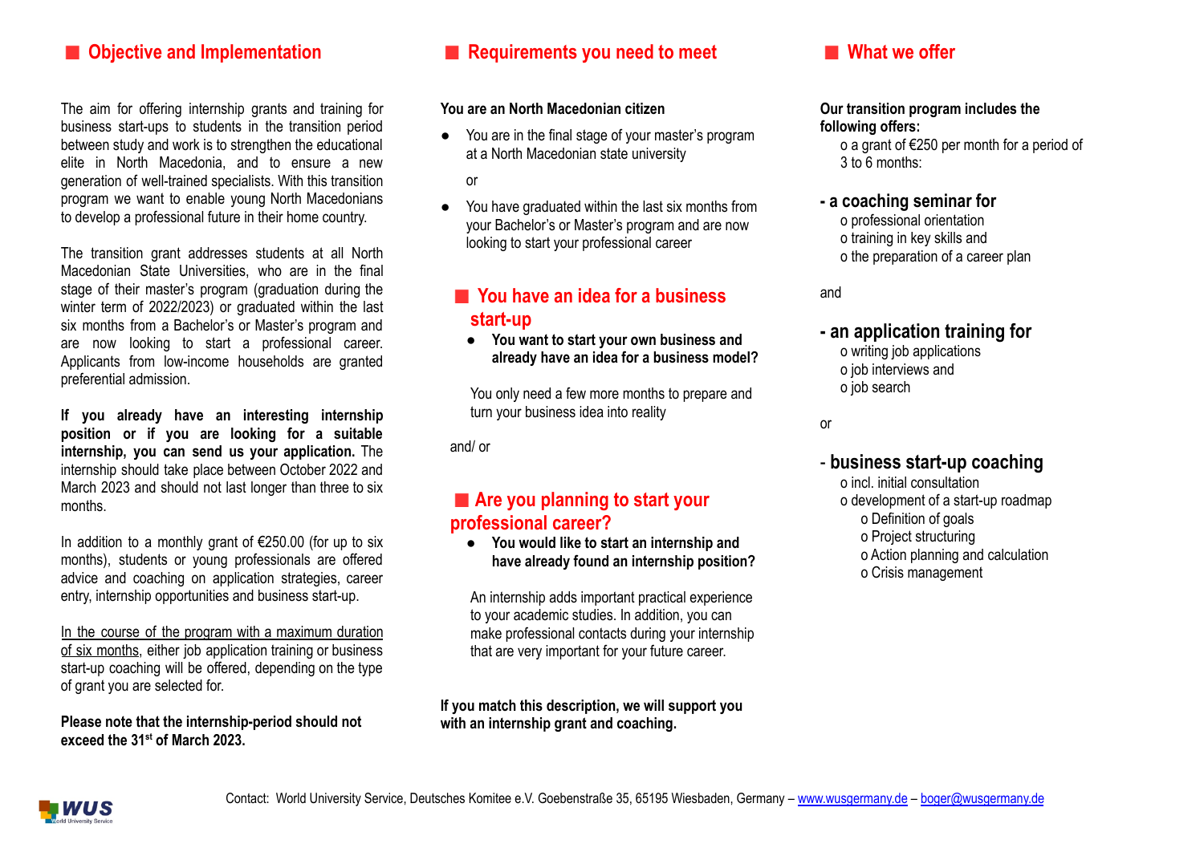## Objective and Implementation

The aim for offering internship grants and training for business start-ups to students in the transition period between study and work is to strengthen the educational elite in North Macedonia, and to ensure a new generation of well-trained specialists. With this transition program we want to enable young North Macedonians to develop a professional future in their home country.

The transition grant addresses students at all North Macedonian State Universities, who are in the final stage of their master's program (graduation during the winter term of 2022/2023) or graduated within the last six months from a Bachelor's or Master's program and are now looking to start a professional career. Applicants from low-income households are granted preferential admission.

**If you already have an interesting internship position or if you are looking for a suitable internship, you can send us your application.** The internship should take place between October 2022 and March 2023 and should not last longer than three to six months.

In addition to a monthly grant of €250.00 (for up to six months), students or young professionals are offered advice and coaching on application strategies, career entry, internship opportunities and business start-up.

<u>In the course of the program with a maximum duration of six months</u>, either job application training or business start-up coaching will be offered, depending on the type of grant you are selected for.

**Please note that the internship-period should not exceed the 31st of March 2023.**

## Requirements you need to meet

**You are an North Macedonian citizen**

- You are in the final stage of your master's program at a North Macedonian state university

  or

- You have graduated within the last six months from your Bachelor's or Master's program and are now looking to start your professional career

### You have an idea for a business start-up

- **You want to start your own business and already have an idea for a business model?**

You only need a few more months to prepare and turn your business idea into reality

and/ or

### Are you planning to start your professional career?

- **You would like to start an internship and have already found an internship position?**

An internship adds important practical experience to your academic studies. In addition, you can make professional contacts during your internship that are very important for your future career.

**If you match this description, we will support you with an internship grant and coaching.**

## What we offer

**Our transition program includes the following offers:**

o a grant of €250 per month for a period of 3 to 6 months:

**- a coaching seminar for**

o professional orientation
o training in key skills and
o the preparation of a career plan

and

**- an application training for**

o writing job applications
o job interviews and
o job search

or

- **business start-up coaching**

o incl. initial consultation
o development of a start-up roadmap
  o Definition of goals
  o Project structuring
  o Action planning and calculation
  o Crisis management

Contact: World University Service, Deutsches Komitee e.V. Goebenstraße 35, 65195 Wiesbaden, Germany – www.wusgermany.de – boger@wusgermany.de